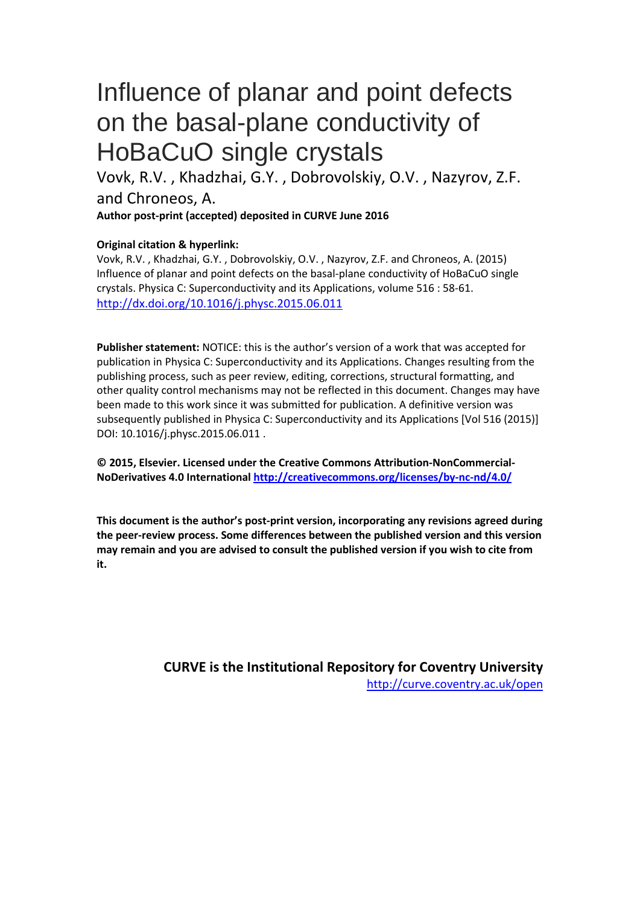# Influence of planar and point defects on the basal-plane conductivity of HoBaCuO single crystals

Vovk, R.V. , Khadzhai, G.Y. , Dobrovolskiy, O.V. , Nazyrov, Z.F. and Chroneos, A.

**Author post-print (accepted) deposited in CURVE June 2016**

**Original citation & hyperlink:**

Vovk, R.V. , Khadzhai, G.Y. , Dobrovolskiy, O.V. , Nazyrov, Z.F. and Chroneos, A. (2015) Influence of planar and point defects on the basal-plane conductivity of HoBaCuO single crystals. Physica C: Superconductivity and its Applications, volume 516 : 58-61.
http://dx.doi.org/10.1016/j.physc.2015.06.011

**Publisher statement:** NOTICE: this is the author's version of a work that was accepted for publication in Physica C: Superconductivity and its Applications. Changes resulting from the publishing process, such as peer review, editing, corrections, structural formatting, and other quality control mechanisms may not be reflected in this document. Changes may have been made to this work since it was submitted for publication. A definitive version was subsequently published in Physica C: Superconductivity and its Applications [Vol 516 (2015)] DOI: 10.1016/j.physc.2015.06.011 .

**© 2015, Elsevier. Licensed under the Creative Commons Attribution-NonCommercial-NoDerivatives 4.0 International http://creativecommons.org/licenses/by-nc-nd/4.0/**

**This document is the author's post-print version, incorporating any revisions agreed during the peer-review process. Some differences between the published version and this version may remain and you are advised to consult the published version if you wish to cite from it.**

**CURVE is the Institutional Repository for Coventry University**
http://curve.coventry.ac.uk/open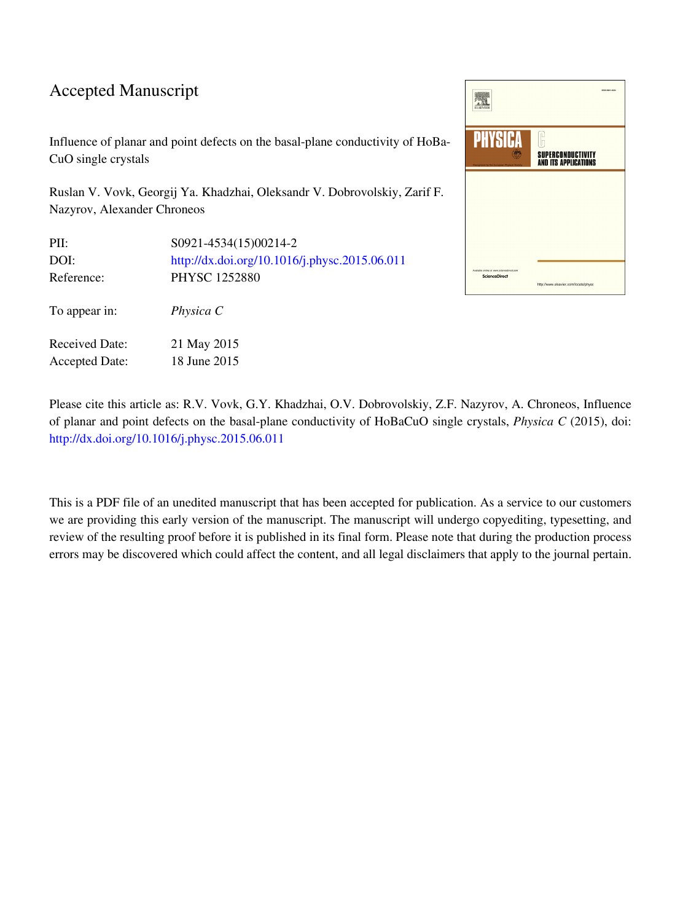# Accepted Manuscript

Influence of planar and point defects on the basal-plane conductivity of HoBa-CuO single crystals

Ruslan V. Vovk, Georgij Ya. Khadzhai, Oleksandr V. Dobrovolskiy, Zarif F. Nazyrov, Alexander Chroneos

| | |
|---|---|
| PII: | S0921-4534(15)00214-2 |
| DOI: | http://dx.doi.org/10.1016/j.physc.2015.06.011 |
| Reference: | PHYSC 1252880 |
| To appear in: | *Physica C* |
| Received Date: | 21 May 2015 |
| Accepted Date: | 18 June 2015 |

Please cite this article as: R.V. Vovk, G.Y. Khadzhai, O.V. Dobrovolskiy, Z.F. Nazyrov, A. Chroneos, Influence of planar and point defects on the basal-plane conductivity of HoBaCuO single crystals, *Physica C* (2015), doi: http://dx.doi.org/10.1016/j.physc.2015.06.011

This is a PDF file of an unedited manuscript that has been accepted for publication. As a service to our customers we are providing this early version of the manuscript. The manuscript will undergo copyediting, typesetting, and review of the resulting proof before it is published in its final form. Please note that during the production process errors may be discovered which could affect the content, and all legal disclaimers that apply to the journal pertain.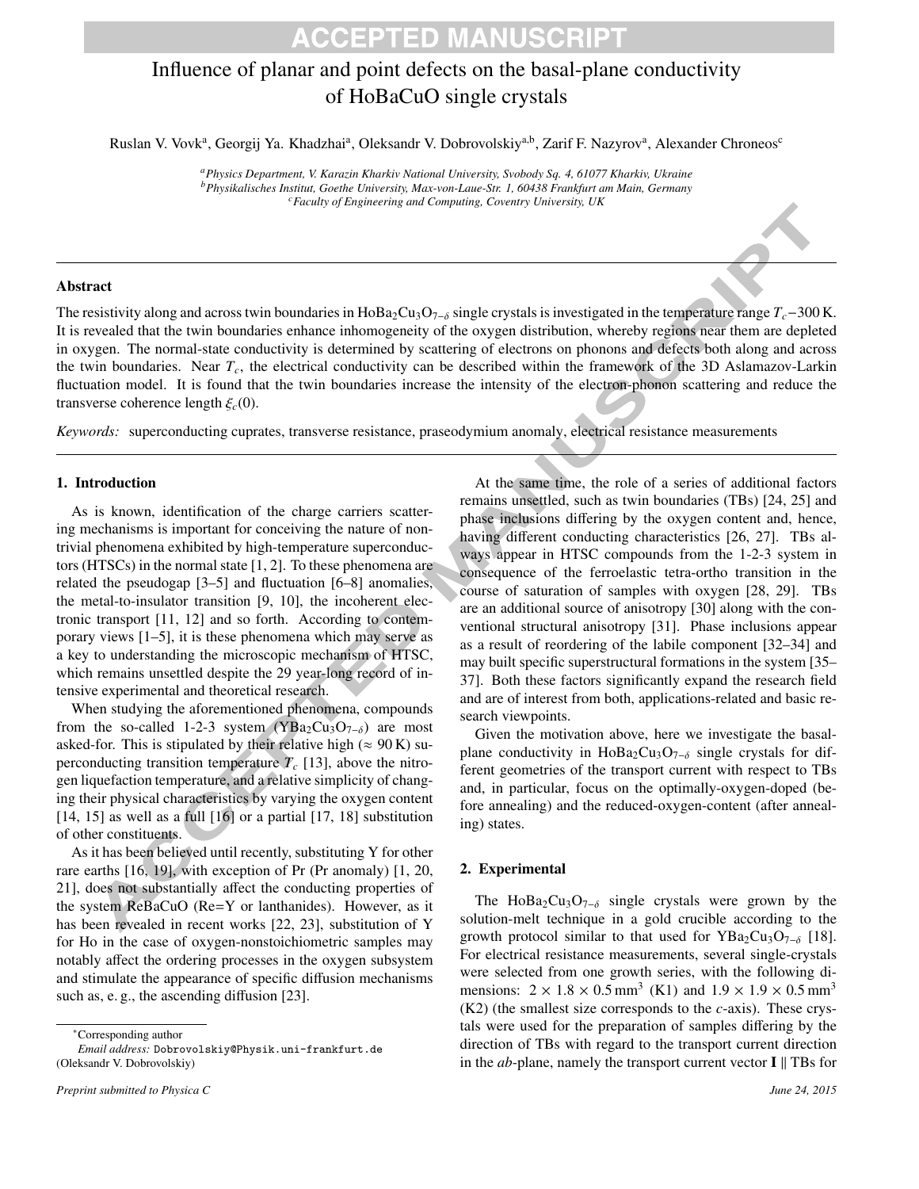# Influence of planar and point defects on the basal-plane conductivity of HoBaCuO single crystals

Ruslan V. Vovk[a], Georgij Ya. Khadzhai[a], Oleksandr V. Dobrovolskiy[a,b], Zarif F. Nazyrov[a], Alexander Chroneos[c]

[a] *Physics Department, V. Karazin Kharkiv National University, Svobody Sq. 4, 61077 Kharkiv, Ukraine*
[b] *Physikalisches Institut, Goethe University, Max-von-Laue-Str. 1, 60438 Frankfurt am Main, Germany*
[c] *Faculty of Engineering and Computing, Coventry University, UK*

## Abstract

The resistivity along and across twin boundaries in $HoBa_2Cu_3O_{7-\delta}$ single crystals is investigated in the temperature range $T_c$−300 K. It is revealed that the twin boundaries enhance inhomogeneity of the oxygen distribution, whereby regions near them are depleted in oxygen. The normal-state conductivity is determined by scattering of electrons on phonons and defects both along and across the twin boundaries. Near $T_c$, the electrical conductivity can be described within the framework of the 3D Aslamazov-Larkin fluctuation model. It is found that the twin boundaries increase the intensity of the electron-phonon scattering and reduce the transverse coherence length $\xi_c(0)$.

*Keywords:* superconducting cuprates, transverse resistance, praseodymium anomaly, electrical resistance measurements

## 1. Introduction

As is known, identification of the charge carriers scattering mechanisms is important for conceiving the nature of nontrivial phenomena exhibited by high-temperature superconductors (HTSCs) in the normal state [1, 2]. To these phenomena are related the pseudogap [3–5] and fluctuation [6–8] anomalies, the metal-to-insulator transition [9, 10], the incoherent electronic transport [11, 12] and so forth. According to contemporary views [1–5], it is these phenomena which may serve as a key to understanding the microscopic mechanism of HTSC, which remains unsettled despite the 29 year-long record of intensive experimental and theoretical research.

When studying the aforementioned phenomena, compounds from the so-called 1-2-3 system ($YBa_2Cu_3O_{7-\delta}$) are most asked-for. This is stipulated by their relative high ($\approx$ 90 K) superconducting transition temperature $T_c$ [13], above the nitrogen liquefaction temperature, and a relative simplicity of changing their physical characteristics by varying the oxygen content [14, 15] as well as a full [16] or a partial [17, 18] substitution of other constituents.

As it has been believed until recently, substituting Y for other rare earths [16, 19], with exception of Pr (Pr anomaly) [1, 20, 21], does not substantially affect the conducting properties of the system ReBaCuO (Re=Y or lanthanides). However, as it has been revealed in recent works [22, 23], substitution of Y for Ho in the case of oxygen-nonstoichiometric samples may notably affect the ordering processes in the oxygen subsystem and stimulate the appearance of specific diffusion mechanisms such as, e. g., the ascending diffusion [23].

At the same time, the role of a series of additional factors remains unsettled, such as twin boundaries (TBs) [24, 25] and phase inclusions differing by the oxygen content and, hence, having different conducting characteristics [26, 27]. TBs always appear in HTSC compounds from the 1-2-3 system in consequence of the ferroelastic tetra-ortho transition in the course of saturation of samples with oxygen [28, 29]. TBs are an additional source of anisotropy [30] along with the conventional structural anisotropy [31]. Phase inclusions appear as a result of reordering of the labile component [32–34] and may built specific superstructural formations in the system [35–37]. Both these factors significantly expand the research field and are of interest from both, applications-related and basic research viewpoints.

Given the motivation above, here we investigate the basal-plane conductivity in $HoBa_2Cu_3O_{7-\delta}$ single crystals for different geometries of the transport current with respect to TBs and, in particular, focus on the optimally-oxygen-doped (before annealing) and the reduced-oxygen-content (after annealing) states.

## 2. Experimental

The $HoBa_2Cu_3O_{7-\delta}$ single crystals were grown by the solution-melt technique in a gold crucible according to the growth protocol similar to that used for $YBa_2Cu_3O_{7-\delta}$ [18]. For electrical resistance measurements, several single-crystals were selected from one growth series, with the following dimensions: $2 \times 1.8 \times 0.5\,\mathrm{mm}^3$ (K1) and $1.9 \times 1.9 \times 0.5\,\mathrm{mm}^3$ (K2) (the smallest size corresponds to the $c$-axis). These crystals were used for the preparation of samples differing by the direction of TBs with regard to the transport current direction in the $ab$-plane, namely the transport current vector $\mathbf{I} \parallel$ TBs for

*Corresponding author
*Email address:* Dobrovolskiy@Physik.uni-frankfurt.de (Oleksandr V. Dobrovolskiy)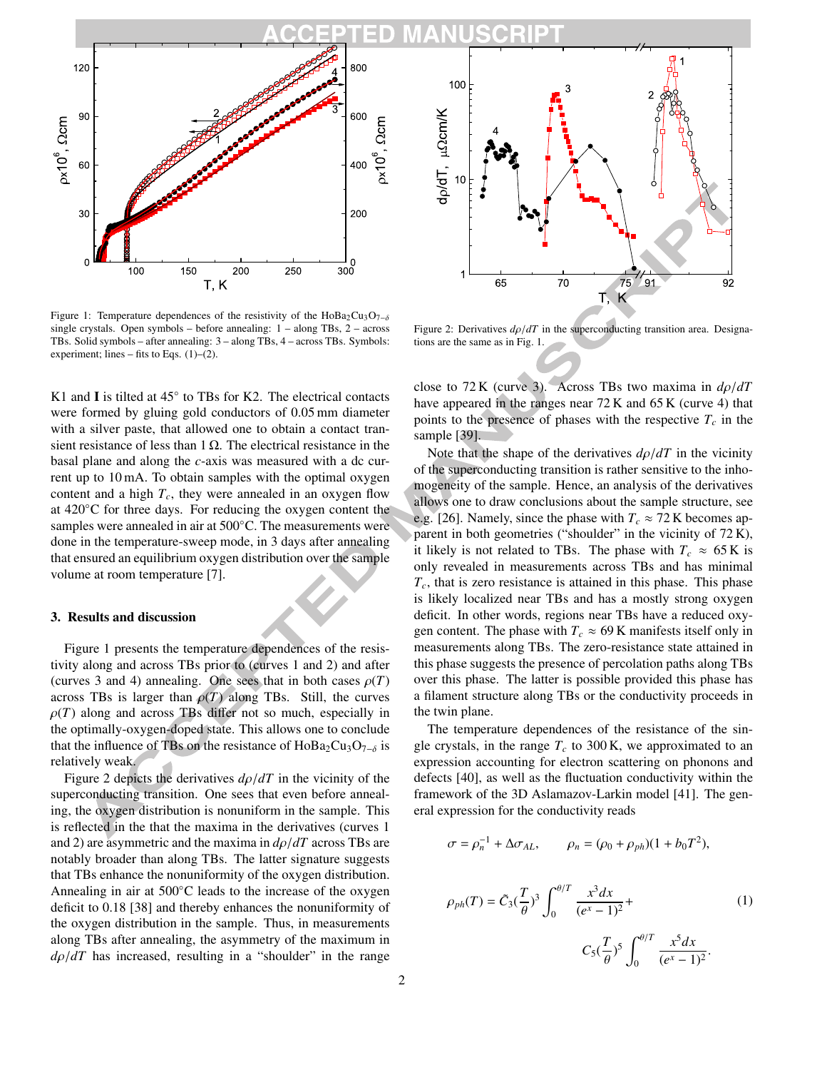Figure 1: Temperature dependences of the resistivity of the $HoBa_2Cu_3O_{7-\delta}$ single crystals. Open symbols – before annealing: 1 – along TBs, 2 – across TBs. Solid symbols – after annealing: 3 – along TBs, 4 – across TBs. Symbols: experiment; lines – fits to Eqs. (1)–(2).

Figure 2: Derivatives $d\rho/dT$ in the superconducting transition area. Designations are the same as in Fig. 1.

K1 and **I** is tilted at 45° to TBs for K2. The electrical contacts were formed by gluing gold conductors of 0.05 mm diameter with a silver paste, that allowed one to obtain a contact transient resistance of less than 1 Ω. The electrical resistance in the basal plane and along the *c*-axis was measured with a dc current up to 10 mA. To obtain samples with the optimal oxygen content and a high $T_c$, they were annealed in an oxygen flow at 420°C for three days. For reducing the oxygen content the samples were annealed in air at 500°C. The measurements were done in the temperature-sweep mode, in 3 days after annealing that ensured an equilibrium oxygen distribution over the sample volume at room temperature [7].

## 3. Results and discussion

Figure 1 presents the temperature dependences of the resistivity along and across TBs prior to (curves 1 and 2) and after (curves 3 and 4) annealing. One sees that in both cases $\rho(T)$ across TBs is larger than $\rho(T)$ along TBs. Still, the curves $\rho(T)$ along and across TBs differ not so much, especially in the optimally-oxygen-doped state. This allows one to conclude that the influence of TBs on the resistance of $HoBa_2Cu_3O_{7-\delta}$ is relatively weak.

Figure 2 depicts the derivatives $d\rho/dT$ in the vicinity of the superconducting transition. One sees that even before annealing, the oxygen distribution is nonuniform in the sample. This is reflected in the that the maxima in the derivatives (curves 1 and 2) are asymmetric and the maxima in $d\rho/dT$ across TBs are notably broader than along TBs. The latter signature suggests that TBs enhance the nonuniformity of the oxygen distribution. Annealing in air at 500°C leads to the increase of the oxygen deficit to 0.18 [38] and thereby enhances the nonuniformity of the oxygen distribution in the sample. Thus, in measurements along TBs after annealing, the asymmetry of the maximum in $d\rho/dT$ has increased, resulting in a "shoulder" in the range close to 72 K (curve 3). Across TBs two maxima in $d\rho/dT$ have appeared in the ranges near 72 K and 65 K (curve 4) that points to the presence of phases with the respective $T_c$ in the sample [39].

Note that the shape of the derivatives $d\rho/dT$ in the vicinity of the superconducting transition is rather sensitive to the inhomogeneity of the sample. Hence, an analysis of the derivatives allows one to draw conclusions about the sample structure, see e.g. [26]. Namely, since the phase with $T_c \approx 72$ K becomes apparent in both geometries ("shoulder" in the vicinity of 72 K), it likely is not related to TBs. The phase with $T_c \approx 65$ K is only revealed in measurements across TBs and has minimal $T_c$, that is zero resistance is attained in this phase. This phase is likely localized near TBs and has a mostly strong oxygen deficit. In other words, regions near TBs have a reduced oxygen content. The phase with $T_c \approx 69$ K manifests itself only in measurements along TBs. The zero-resistance state attained in this phase suggests the presence of percolation paths along TBs over this phase. The latter is possible provided this phase has a filament structure along TBs or the conductivity proceeds in the twin plane.

The temperature dependences of the resistance of the single crystals, in the range $T_c$ to 300 K, we approximated to an expression accounting for electron scattering on phonons and defects [40], as well as the fluctuation conductivity within the framework of the 3D Aslamazov-Larkin model [41]. The general expression for the conductivity reads

$$\sigma = \rho_n^{-1} + \Delta\sigma_{AL}, \qquad \rho_n = (\rho_0 + \rho_{ph})(1 + b_0 T^2),$$

$$\rho_{ph}(T) = \tilde{C}_3 (\frac{T}{\theta})^3 \int_0^{\theta/T} \frac{x^3 dx}{(e^x - 1)^2} + C_5 (\frac{T}{\theta})^5 \int_0^{\theta/T} \frac{x^5 dx}{(e^x - 1)^2}. \tag{1}$$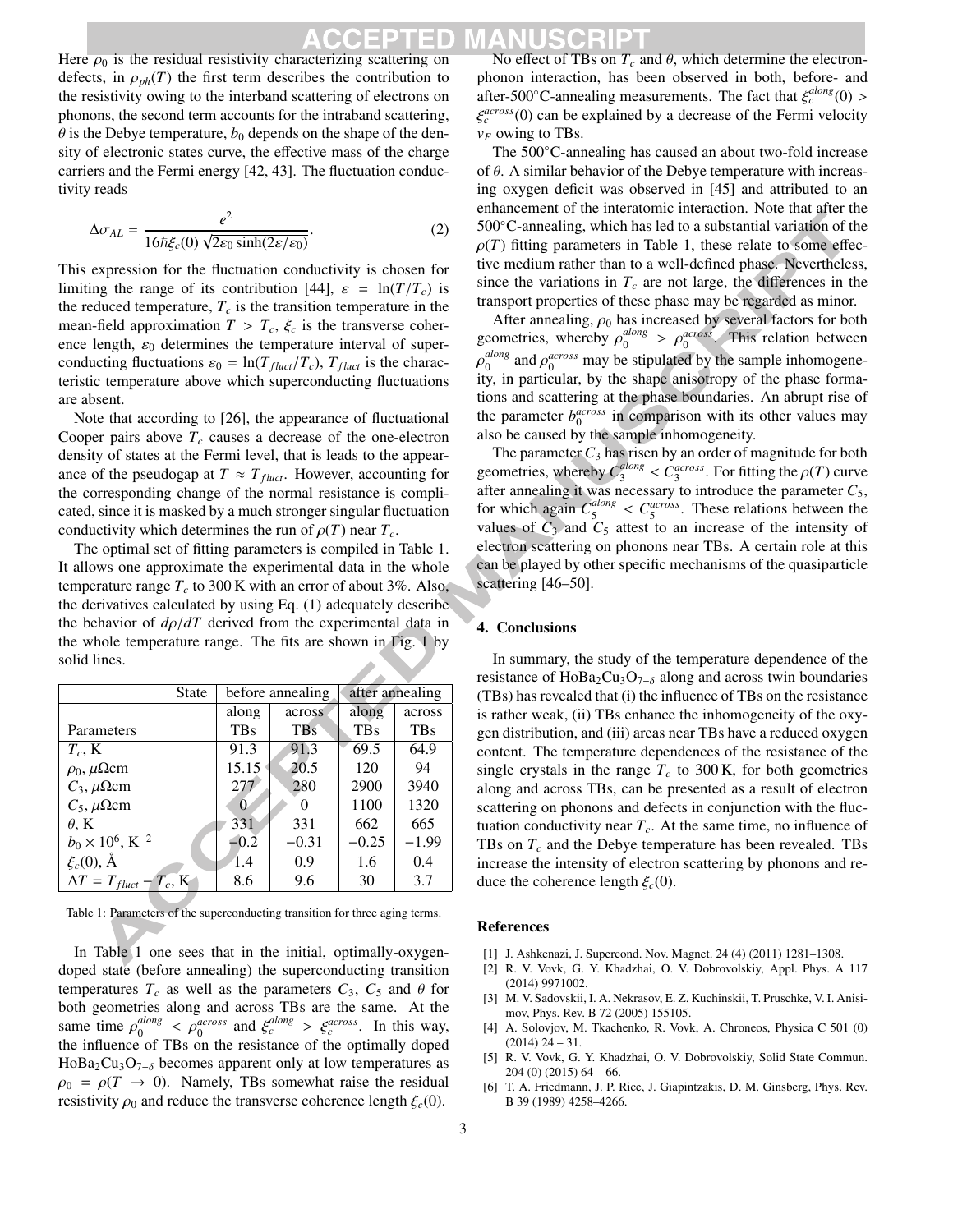Here $\rho_0$ is the residual resistivity characterizing scattering on defects, in $\rho_{ph}(T)$ the first term describes the contribution to the resistivity owing to the interband scattering of electrons on phonons, the second term accounts for the intraband scattering, $\theta$ is the Debye temperature, $b_0$ depends on the shape of the density of electronic states curve, the effective mass of the charge carriers and the Fermi energy [42, 43]. The fluctuation conductivity reads

$$\Delta\sigma_{AL} = \frac{e^2}{16\hbar\xi_c(0)\sqrt{2\varepsilon_0 \sinh(2\varepsilon/\varepsilon_0)}}. \tag{2}$$

This expression for the fluctuation conductivity is chosen for limiting the range of its contribution [44], $\varepsilon = \ln(T/T_c)$ is the reduced temperature, $T_c$ is the transition temperature in the mean-field approximation $T > T_c$, $\xi_c$ is the transverse coherence length, $\varepsilon_0$ determines the temperature interval of superconducting fluctuations $\varepsilon_0 = \ln(T_{fluct}/T_c)$, $T_{fluct}$ is the characteristic temperature above which superconducting fluctuations are absent.

Note that according to [26], the appearance of fluctuational Cooper pairs above $T_c$ causes a decrease of the one-electron density of states at the Fermi level, that is leads to the appearance of the pseudogap at $T \approx T_{fluct}$. However, accounting for the corresponding change of the normal resistance is complicated, since it is masked by a much stronger singular fluctuation conductivity which determines the run of $\rho(T)$ near $T_c$.

The optimal set of fitting parameters is compiled in Table 1. It allows one approximate the experimental data in the whole temperature range $T_c$ to 300 K with an error of about 3%. Also, the derivatives calculated by using Eq. (1) adequately describe the behavior of $d\rho/dT$ derived from the experimental data in the whole temperature range. The fits are shown in Fig. 1 by solid lines.

| State | before annealing | | after annealing | |
|---|---|---|---|---|
| | along | across | along | across |
| Parameters | TBs | TBs | TBs | TBs |
| $T_c$, K | 91.3 | 91.3 | 69.5 | 64.9 |
| $\rho_0$, $\mu\Omega$cm | 15.15 | 20.5 | 120 | 94 |
| $C_3$, $\mu\Omega$cm | 277 | 280 | 2900 | 3940 |
| $C_5$, $\mu\Omega$cm | 0 | 0 | 1100 | 1320 |
| $\theta$, K | 331 | 331 | 662 | 665 |
| $b_0 \times 10^6$, K$^{-2}$ | $-0.2$ | $-0.31$ | $-0.25$ | $-1.99$ |
| $\xi_c(0)$, Å | 1.4 | 0.9 | 1.6 | 0.4 |
| $\Delta T = T_{fluct} - T_c$, K | 8.6 | 9.6 | 30 | 3.7 |

Table 1: Parameters of the superconducting transition for three aging terms.

In Table 1 one sees that in the initial, optimally-oxygen-doped state (before annealing) the superconducting transition temperatures $T_c$ as well as the parameters $C_3$, $C_5$ and $\theta$ for both geometries along and across TBs are the same. At the same time $\rho_0^{along} < \rho_0^{across}$ and $\xi_c^{along} > \xi_c^{across}$. In this way, the influence of TBs on the resistance of the optimally doped $HoBa_2Cu_3O_{7-\delta}$ becomes apparent only at low temperatures as $\rho_0 = \rho(T \to 0)$. Namely, TBs somewhat raise the residual resistivity $\rho_0$ and reduce the transverse coherence length $\xi_c(0)$.

No effect of TBs on $T_c$ and $\theta$, which determine the electron-phonon interaction, has been observed in both, before- and after-500°C-annealing measurements. The fact that $\xi_c^{along}(0) > \xi_c^{across}(0)$ can be explained by a decrease of the Fermi velocity $v_F$ owing to TBs.

The 500°C-annealing has caused an about two-fold increase of $\theta$. A similar behavior of the Debye temperature with increasing oxygen deficit was observed in [45] and attributed to an enhancement of the interatomic interaction. Note that after the 500°C-annealing, which has led to a substantial variation of the $\rho(T)$ fitting parameters in Table 1, these relate to some effective medium rather than to a well-defined phase. Nevertheless, since the variations in $T_c$ are not large, the differences in the transport properties of these phase may be regarded as minor.

After annealing, $\rho_0$ has increased by several factors for both geometries, whereby $\rho_0^{along} > \rho_0^{across}$. This relation between $\rho_0^{along}$ and $\rho_0^{across}$ may be stipulated by the sample inhomogeneity, in particular, by the shape anisotropy of the phase formations and scattering at the phase boundaries. An abrupt rise of the parameter $b_0^{across}$ in comparison with its other values may also be caused by the sample inhomogeneity.

The parameter $C_3$ has risen by an order of magnitude for both geometries, whereby $C_3^{along} < C_3^{across}$. For fitting the $\rho(T)$ curve after annealing it was necessary to introduce the parameter $C_5$, for which again $C_5^{along} < C_5^{across}$. These relations between the values of $C_3$ and $C_5$ attest to an increase of the intensity of electron scattering on phonons near TBs. A certain role at this can be played by other specific mechanisms of the quasiparticle scattering [46–50].

## 4. Conclusions

In summary, the study of the temperature dependence of the resistance of $HoBa_2Cu_3O_{7-\delta}$ along and across twin boundaries (TBs) has revealed that (i) the influence of TBs on the resistance is rather weak, (ii) TBs enhance the inhomogeneity of the oxygen distribution, and (iii) areas near TBs have a reduced oxygen content. The temperature dependences of the resistance of the single crystals in the range $T_c$ to 300 K, for both geometries along and across TBs, can be presented as a result of electron scattering on phonons and defects in conjunction with the fluctuation conductivity near $T_c$. At the same time, no influence of TBs on $T_c$ and the Debye temperature has been revealed. TBs increase the intensity of electron scattering by phonons and reduce the coherence length $\xi_c(0)$.

## References

[1] J. Ashkenazi, J. Supercond. Nov. Magnet. 24 (4) (2011) 1281–1308.

[2] R. V. Vovk, G. Y. Khadzhai, O. V. Dobrovolskiy, Appl. Phys. A 117 (2014) 9971002.

[3] M. V. Sadovskii, I. A. Nekrasov, E. Z. Kuchinskii, T. Pruschke, V. I. Anisimov, Phys. Rev. B 72 (2005) 155105.

[4] A. Solovjov, M. Tkachenko, R. Vovk, A. Chroneos, Physica C 501 (0) (2014) 24 – 31.

[5] R. V. Vovk, G. Y. Khadzhai, O. V. Dobrovolskiy, Solid State Commun. 204 (0) (2015) 64 – 66.

[6] T. A. Friedmann, J. P. Rice, J. Giapintzakis, D. M. Ginsberg, Phys. Rev. B 39 (1989) 4258–4266.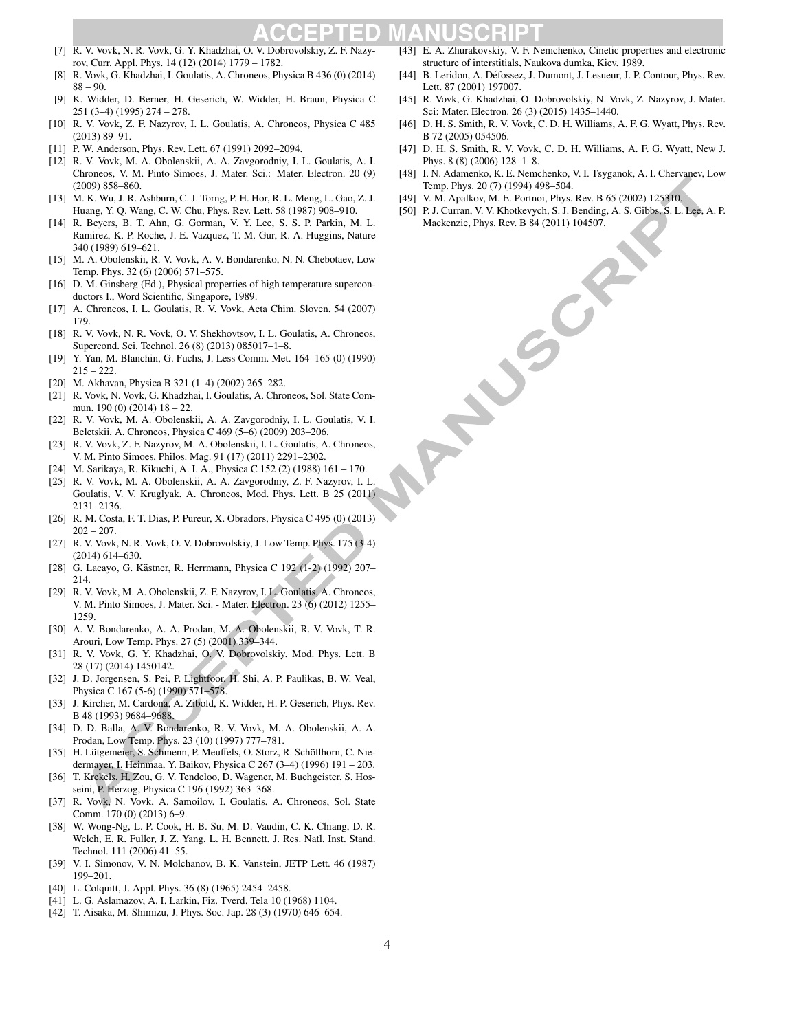[7] R. V. Vovk, N. R. Vovk, G. Y. Khadzhai, O. V. Dobrovolskiy, Z. F. Nazyrov, Curr. Appl. Phys. 14 (12) (2014) 1779 – 1782.

[8] R. Vovk, G. Khadzhai, I. Goulatis, A. Chroneos, Physica B 436 (0) (2014) 88 – 90.

[9] K. Widder, D. Berner, H. Geserich, W. Widder, H. Braun, Physica C 251 (3–4) (1995) 274 – 278.

[10] R. V. Vovk, Z. F. Nazyrov, I. L. Goulatis, A. Chroneos, Physica C 485 (2013) 89–91.

[11] P. W. Anderson, Phys. Rev. Lett. 67 (1991) 2092–2094.

[12] R. V. Vovk, M. A. Obolenskii, A. A. Zavgorodniy, I. L. Goulatis, A. I. Chroneos, V. M. Pinto Simoes, J. Mater. Sci.: Mater. Electron. 20 (9) (2009) 858–860.

[13] M. K. Wu, J. R. Ashburn, C. J. Torng, P. H. Hor, R. L. Meng, L. Gao, Z. J. Huang, Y. Q. Wang, C. W. Chu, Phys. Rev. Lett. 58 (1987) 908–910.

[14] R. Beyers, B. T. Ahn, G. Gorman, V. Y. Lee, S. S. P. Parkin, M. L. Ramirez, K. P. Roche, J. E. Vazquez, T. M. Gur, R. A. Huggins, Nature 340 (1989) 619–621.

[15] M. A. Obolenskii, R. V. Vovk, A. V. Bondarenko, N. N. Chebotaev, Low Temp. Phys. 32 (6) (2006) 571–575.

[16] D. M. Ginsberg (Ed.), Physical properties of high temperature superconductors I., Word Scientific, Singapore, 1989.

[17] A. Chroneos, I. L. Goulatis, R. V. Vovk, Acta Chim. Sloven. 54 (2007) 179.

[18] R. V. Vovk, N. R. Vovk, O. V. Shekhovtsov, I. L. Goulatis, A. Chroneos, Supercond. Sci. Technol. 26 (8) (2013) 085017–1–8.

[19] Y. Yan, M. Blanchin, G. Fuchs, J. Less Comm. Met. 164–165 (0) (1990) 215 – 222.

[20] M. Akhavan, Physica B 321 (1–4) (2002) 265–282.

[21] R. Vovk, N. Vovk, G. Khadzhai, I. Goulatis, A. Chroneos, Sol. State Commun. 190 (0) (2014) 18 – 22.

[22] R. V. Vovk, M. A. Obolenskii, A. A. Zavgorodniy, I. L. Goulatis, V. I. Beletskii, A. Chroneos, Physica C 469 (5–6) (2009) 203–206.

[23] R. V. Vovk, Z. F. Nazyrov, M. A. Obolenskii, I. L. Goulatis, A. Chroneos, V. M. Pinto Simoes, Philos. Mag. 91 (17) (2011) 2291–2302.

[24] M. Sarikaya, R. Kikuchi, A. I. A., Physica C 152 (2) (1988) 161 – 170.

[25] R. V. Vovk, M. A. Obolenskii, A. A. Zavgorodniy, Z. F. Nazyrov, I. L. Goulatis, V. V. Kruglyak, A. Chroneos, Mod. Phys. Lett. B 25 (2011) 2131–2136.

[26] R. M. Costa, F. T. Dias, P. Pureur, X. Obradors, Physica C 495 (0) (2013) 202 – 207.

[27] R. V. Vovk, N. R. Vovk, O. V. Dobrovolskiy, J. Low Temp. Phys. 175 (3-4) (2014) 614–630.

[28] G. Lacayo, G. Kästner, R. Herrmann, Physica C 192 (1-2) (1992) 207–214.

[29] R. V. Vovk, M. A. Obolenskii, Z. F. Nazyrov, I. L. Goulatis, A. Chroneos, V. M. Pinto Simoes, J. Mater. Sci. - Mater. Electron. 23 (6) (2012) 1255–1259.

[30] A. V. Bondarenko, A. A. Prodan, M. A. Obolenskii, R. V. Vovk, T. R. Arouri, Low Temp. Phys. 27 (5) (2001) 339–344.

[31] R. V. Vovk, G. Y. Khadzhai, O. V. Dobrovolskiy, Mod. Phys. Lett. B 28 (17) (2014) 1450142.

[32] J. D. Jorgensen, S. Pei, P. Lightfoor, H. Shi, A. P. Paulikas, B. W. Veal, Physica C 167 (5-6) (1990) 571–578.

[33] J. Kircher, M. Cardona, A. Zibold, K. Widder, H. P. Geserich, Phys. Rev. B 48 (1993) 9684–9688.

[34] D. D. Balla, A. V. Bondarenko, R. V. Vovk, M. A. Obolenskii, A. A. Prodan, Low Temp. Phys. 23 (10) (1997) 777–781.

[35] H. Lütgemeier, S. Schmenn, P. Meuffels, O. Storz, R. Schöllhorn, C. Niedermayer, I. Heinmaa, Y. Baikov, Physica C 267 (3–4) (1996) 191 – 203.

[36] T. Krekels, H. Zou, G. V. Tendeloo, D. Wagener, M. Buchgeister, S. Hosseini, P. Herzog, Physica C 196 (1992) 363–368.

[37] R. Vovk, N. Vovk, A. Samoilov, I. Goulatis, A. Chroneos, Sol. State Comm. 170 (0) (2013) 6–9.

[38] W. Wong-Ng, L. P. Cook, H. B. Su, M. D. Vaudin, C. K. Chiang, D. R. Welch, E. R. Fuller, J. Z. Yang, L. H. Bennett, J. Res. Natl. Inst. Stand. Technol. 111 (2006) 41–55.

[39] V. I. Simonov, V. N. Molchanov, B. K. Vanstein, JETP Lett. 46 (1987) 199–201.

[40] L. Colquitt, J. Appl. Phys. 36 (8) (1965) 2454–2458.

[41] L. G. Aslamazov, A. I. Larkin, Fiz. Tverd. Tela 10 (1968) 1104.

[42] T. Aisaka, M. Shimizu, J. Phys. Soc. Jap. 28 (3) (1970) 646–654.

[43] E. A. Zhurakovskiy, V. F. Nemchenko, Cinetic properties and electronic structure of interstitials, Naukova dumka, Kiev, 1989.

[44] B. Leridon, A. Défossez, J. Dumont, J. Lesueur, J. P. Contour, Phys. Rev. Lett. 87 (2001) 197007.

[45] R. Vovk, G. Khadzhai, O. Dobrovolskiy, N. Vovk, Z. Nazyrov, J. Mater. Sci: Mater. Electron. 26 (3) (2015) 1435–1440.

[46] D. H. S. Smith, R. V. Vovk, C. D. H. Williams, A. F. G. Wyatt, Phys. Rev. B 72 (2005) 054506.

[47] D. H. S. Smith, R. V. Vovk, C. D. H. Williams, A. F. G. Wyatt, New J. Phys. 8 (8) (2006) 128–1–8.

[48] I. N. Adamenko, K. E. Nemchenko, V. I. Tsyganok, A. I. Chervanev, Low Temp. Phys. 20 (7) (1994) 498–504.

[49] V. M. Apalkov, M. E. Portnoi, Phys. Rev. B 65 (2002) 125310.

[50] P. J. Curran, V. V. Khotkevych, S. J. Bending, A. S. Gibbs, S. L. Lee, A. P. Mackenzie, Phys. Rev. B 84 (2011) 104507.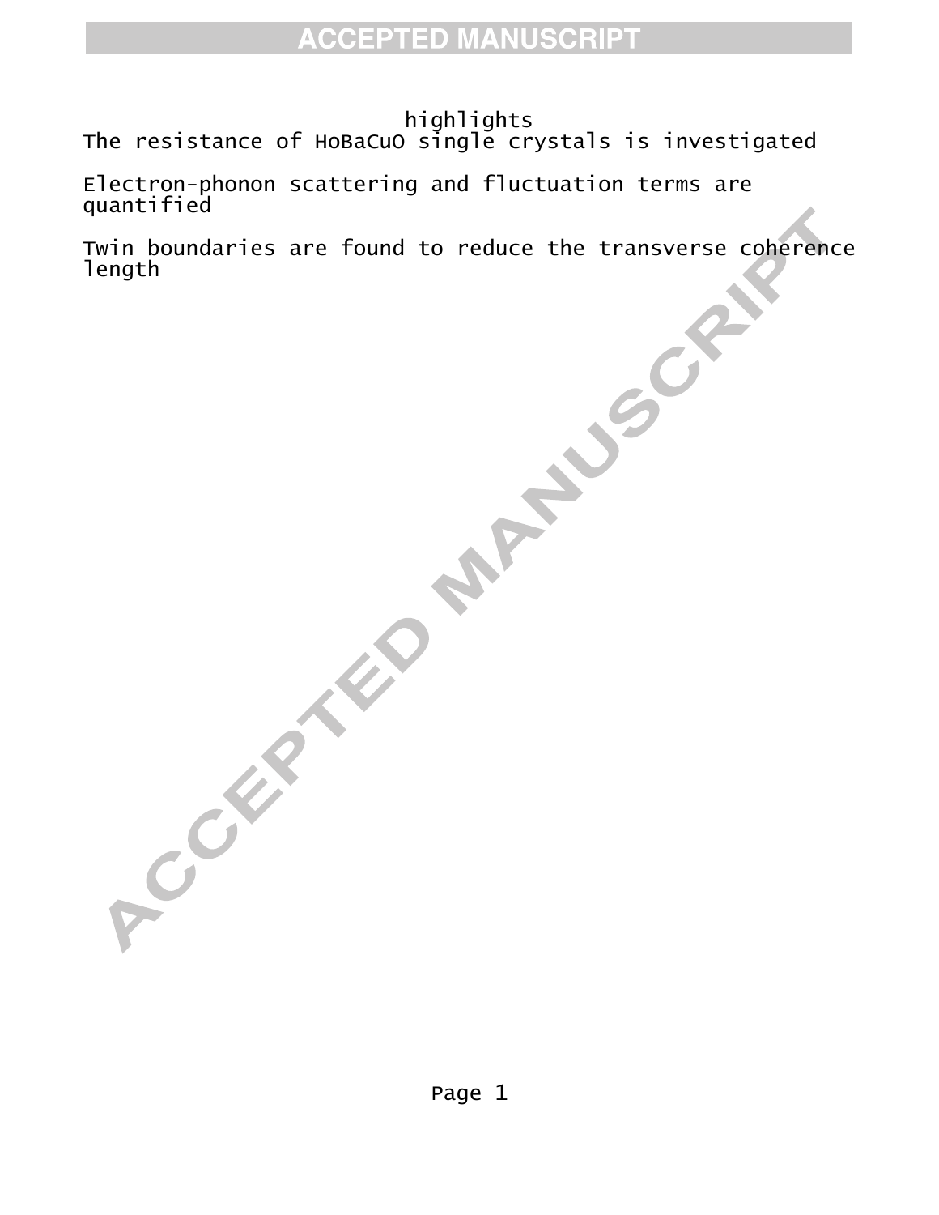# highlights

The resistance of HoBaCuO single crystals is investigated

Electron-phonon scattering and fluctuation terms are quantified

Twin boundaries are found to reduce the transverse coherence length